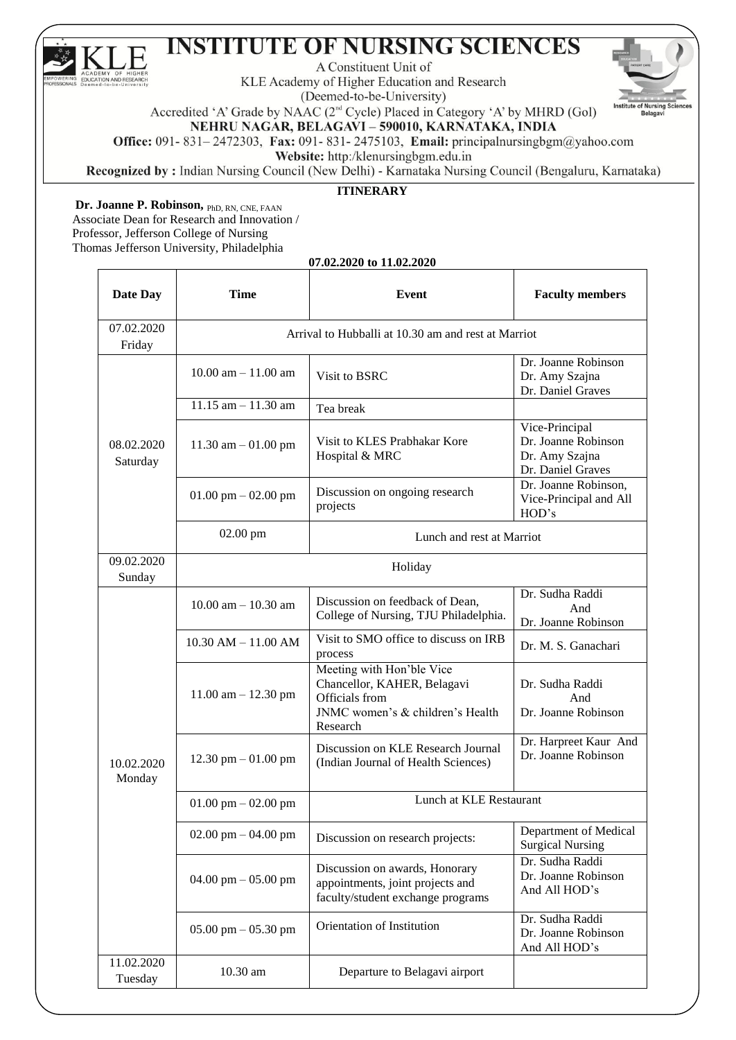# INSTITUTE OF NURSING SCIENCES

A Constituent Unit of
KLE Academy of Higher Education and Research
(Deemed-to-be-University)
Accredited 'A' Grade by NAAC (2nd Cycle) Placed in Category 'A' by MHRD (GoI)
**NEHRU NAGAR, BELAGAVI – 590010, KARNATAKA, INDIA**
**Office:** 091- 831– 2472303, **Fax:** 091- 831- 2475103, **Email:** principalnursingbgm@yahoo.com
**Website:** http:/klenursingbgm.edu.in
**Recognized by :** Indian Nursing Council (New Delhi) - Karnataka Nursing Council (Bengaluru, Karnataka)

## ITINERARY

**Dr. Joanne P. Robinson,** PhD, RN, CNE, FAAN
Associate Dean for Research and Innovation /
Professor, Jefferson College of Nursing
Thomas Jefferson University, Philadelphia

**07.02.2020 to 11.02.2020**

| Date Day | Time | Event | Faculty members |
|---|---|---|---|
| 07.02.2020 Friday | Arrival to Hubballi at 10.30 am and rest at Marriot | | |
| 08.02.2020 Saturday | 10.00 am – 11.00 am | Visit to BSRC | Dr. Joanne Robinson<br>Dr. Amy Szajna<br>Dr. Daniel Graves |
| | 11.15 am – 11.30 am | Tea break | |
| | 11.30 am – 01.00 pm | Visit to KLES Prabhakar Kore Hospital & MRC | Vice-Principal<br>Dr. Joanne Robinson<br>Dr. Amy Szajna<br>Dr. Daniel Graves |
| | 01.00 pm – 02.00 pm | Discussion on ongoing research projects | Dr. Joanne Robinson, Vice-Principal and All HOD's |
| | 02.00 pm | Lunch and rest at Marriot | |
| 09.02.2020 Sunday | Holiday | | |
| 10.02.2020 Monday | 10.00 am – 10.30 am | Discussion on feedback of Dean, College of Nursing, TJU Philadelphia. | Dr. Sudha Raddi And Dr. Joanne Robinson |
| | 10.30 AM – 11.00 AM | Visit to SMO office to discuss on IRB process | Dr. M. S. Ganachari |
| | 11.00 am – 12.30 pm | Meeting with Hon'ble Vice Chancellor, KAHER, Belagavi Officials from JNMC women's & children's Health Research | Dr. Sudha Raddi And Dr. Joanne Robinson |
| | 12.30 pm – 01.00 pm | Discussion on KLE Research Journal (Indian Journal of Health Sciences) | Dr. Harpreet Kaur And Dr. Joanne Robinson |
| | 01.00 pm – 02.00 pm | Lunch at KLE Restaurant | |
| | 02.00 pm – 04.00 pm | Discussion on research projects: | Department of Medical Surgical Nursing |
| | 04.00 pm – 05.00 pm | Discussion on awards, Honorary appointments, joint projects and faculty/student exchange programs | Dr. Sudha Raddi<br>Dr. Joanne Robinson<br>And All HOD's |
| | 05.00 pm – 05.30 pm | Orientation of Institution | Dr. Sudha Raddi<br>Dr. Joanne Robinson<br>And All HOD's |
| 11.02.2020 Tuesday | 10.30 am | Departure to Belagavi airport | |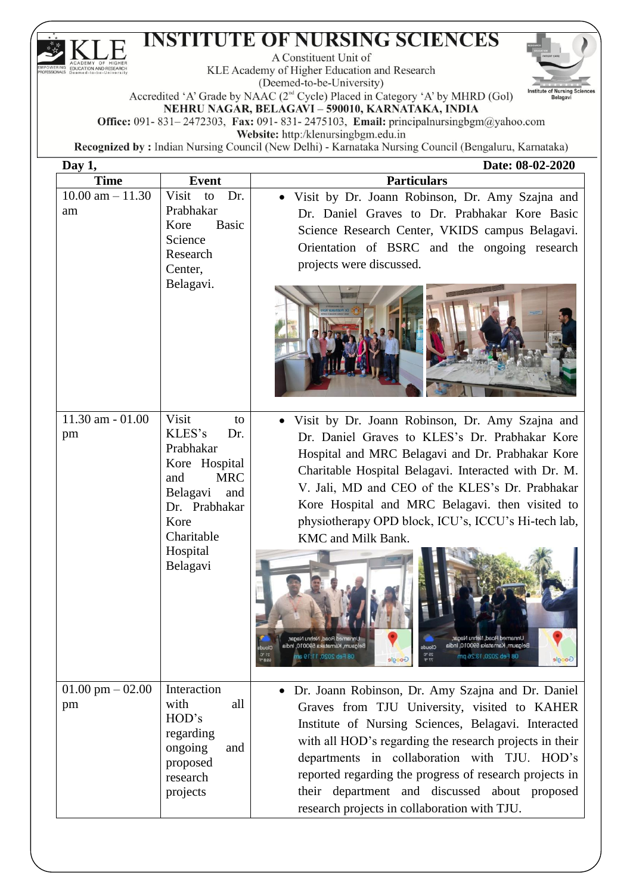# INSTITUTE OF NURSING SCIENCES

A Constituent Unit of
KLE Academy of Higher Education and Research
(Deemed-to-be-University)
Accredited 'A' Grade by NAAC (2nd Cycle) Placed in Category 'A' by MHRD (GoI)
**NEHRU NAGAR, BELAGAVI – 590010, KARNATAKA, INDIA**
**Office:** 091- 831– 2472303, **Fax:** 091- 831- 2475103, **Email:** principalnursingbgm@yahoo.com
**Website:** http:/klenursingbgm.edu.in
**Recognized by :** Indian Nursing Council (New Delhi) - Karnataka Nursing Council (Bengaluru, Karnataka)

**Day 1,** **Date: 08-02-2020**

| Time | Event | Particulars |
|---|---|---|
| 10.00 am – 11.30 am | Visit to Dr. Prabhakar Kore Basic Science Research Center, Belagavi. | • Visit by Dr. Joann Robinson, Dr. Amy Szajna and Dr. Daniel Graves to Dr. Prabhakar Kore Basic Science Research Center, VKIDS campus Belagavi. Orientation of BSRC and the ongoing research projects were discussed. |
| 11.30 am - 01.00 pm | Visit to KLES's Dr. Prabhakar Kore Hospital and MRC Belagavi and Dr. Prabhakar Kore Charitable Hospital Belagavi | • Visit by Dr. Joann Robinson, Dr. Amy Szajna and Dr. Daniel Graves to KLES's Dr. Prabhakar Kore Hospital and MRC Belagavi and Dr. Prabhakar Kore Charitable Hospital Belagavi. Interacted with Dr. M. V. Jali, MD and CEO of the KLES's Dr. Prabhakar Kore Hospital and MRC Belagavi. then visited to physiotherapy OPD block, ICU's, ICCU's Hi-tech lab, KMC and Milk Bank. |
| 01.00 pm – 02.00 pm | Interaction with all HOD's regarding ongoing and proposed research projects | • Dr. Joann Robinson, Dr. Amy Szajna and Dr. Daniel Graves from TJU University, visited to KAHER Institute of Nursing Sciences, Belagavi. Interacted with all HOD's regarding the research projects in their departments in collaboration with TJU. HOD's reported regarding the progress of research projects in their department and discussed about proposed research projects in collaboration with TJU. |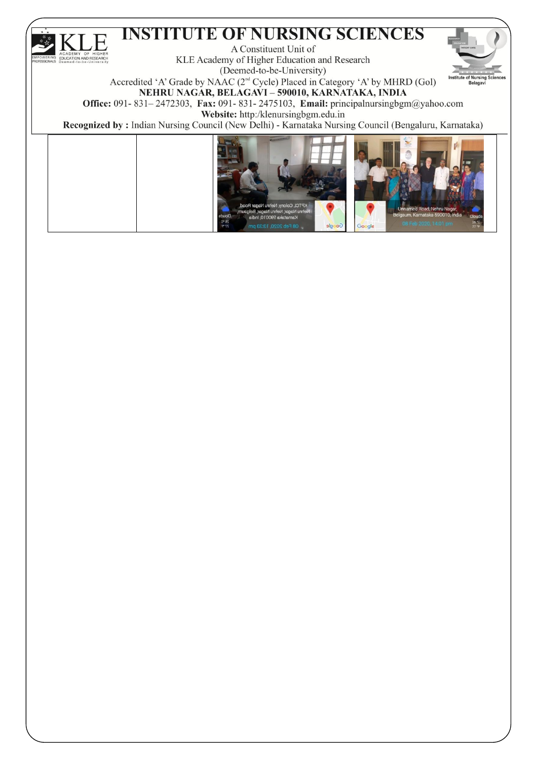# INSTITUTE OF NURSING SCIENCES

A Constituent Unit of
KLE Academy of Higher Education and Research
(Deemed-to-be-University)
Accredited 'A' Grade by NAAC (2nd Cycle) Placed in Category 'A' by MHRD (GoI)
**NEHRU NAGAR, BELAGAVI – 590010, KARNATAKA, INDIA**
**Office:** 091- 831– 2472303, **Fax:** 091- 831- 2475103, **Email:** principalnursingbgm@yahoo.com
**Website:** http:/klenursingbgm.edu.in
**Recognized by :** Indian Nursing Council (New Delhi) - Karnataka Nursing Council (Bengaluru, Karnataka)

| | | | |
|---|---|---|---|
| | | | |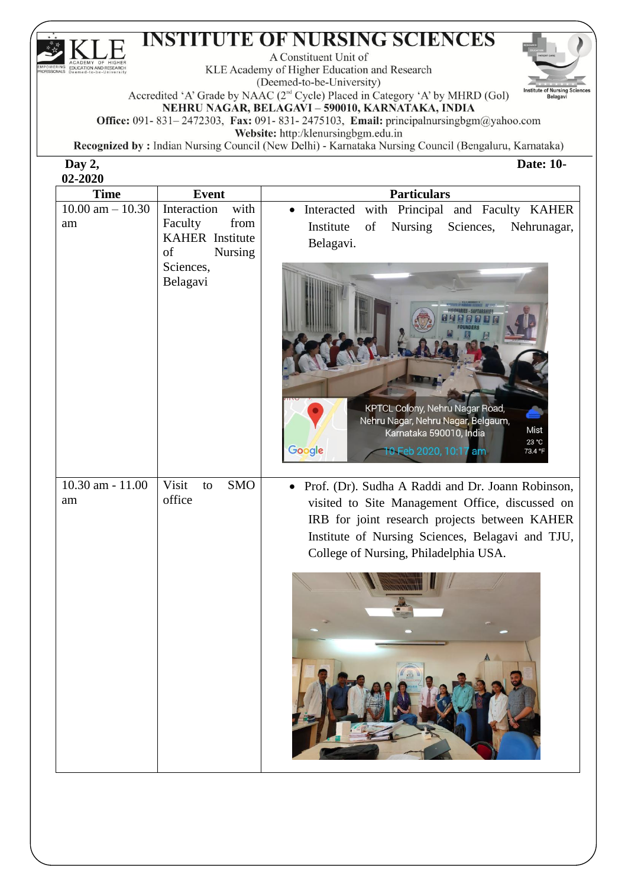# INSTITUTE OF NURSING SCIENCES

A Constituent Unit of
KLE Academy of Higher Education and Research
(Deemed-to-be-University)
Accredited 'A' Grade by NAAC (2nd Cycle) Placed in Category 'A' by MHRD (GoI)
**NEHRU NAGAR, BELAGAVI – 590010, KARNATAKA, INDIA**
**Office:** 091- 831– 2472303, **Fax:** 091- 831- 2475103, **Email:** principalnursingbgm@yahoo.com
**Website:** http:/klenursingbgm.edu.in
**Recognized by :** Indian Nursing Council (New Delhi) - Karnataka Nursing Council (Bengaluru, Karnataka)

**Day 2,** **Date: 10-02-2020**

| Time | Event | Particulars |
|---|---|---|
| 10.00 am – 10.30 am | Interaction with Faculty from KAHER Institute of Nursing Sciences, Belagavi | • Interacted with Principal and Faculty KAHER Institute of Nursing Sciences, Nehrunagar, Belagavi. |
| 10.30 am - 11.00 am | Visit to SMO office | • Prof. (Dr). Sudha A Raddi and Dr. Joann Robinson, visited to Site Management Office, discussed on IRB for joint research projects between KAHER Institute of Nursing Sciences, Belagavi and TJU, College of Nursing, Philadelphia USA. |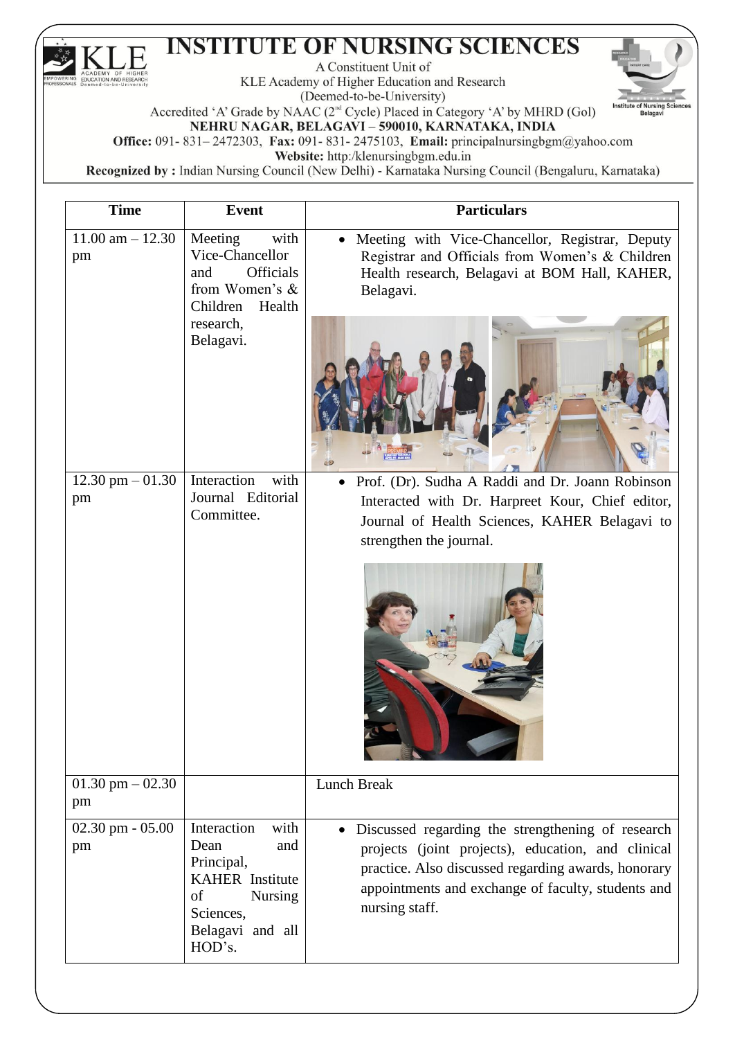# INSTITUTE OF NURSING SCIENCES

A Constituent Unit of
KLE Academy of Higher Education and Research
(Deemed-to-be-University)
Accredited 'A' Grade by NAAC (2nd Cycle) Placed in Category 'A' by MHRD (GoI)
**NEHRU NAGAR, BELAGAVI – 590010, KARNATAKA, INDIA**
**Office:** 091- 831– 2472303, **Fax:** 091- 831- 2475103, **Email:** principalnursingbgm@yahoo.com
**Website:** http:/klenursingbgm.edu.in
**Recognized by :** Indian Nursing Council (New Delhi) - Karnataka Nursing Council (Bengaluru, Karnataka)

| Time | Event | Particulars |
|---|---|---|
| 11.00 am – 12.30 pm | Meeting with Vice-Chancellor and Officials from Women's & Children Health research, Belagavi. | • Meeting with Vice-Chancellor, Registrar, Deputy Registrar and Officials from Women's & Children Health research, Belagavi at BOM Hall, KAHER, Belagavi. |
| 12.30 pm – 01.30 pm | Interaction with Journal Editorial Committee. | • Prof. (Dr). Sudha A Raddi and Dr. Joann Robinson Interacted with Dr. Harpreet Kour, Chief editor, Journal of Health Sciences, KAHER Belagavi to strengthen the journal. |
| 01.30 pm – 02.30 pm | | Lunch Break |
| 02.30 pm - 05.00 pm | Interaction with Dean and Principal, KAHER Institute of Nursing Sciences, Belagavi and all HOD's. | • Discussed regarding the strengthening of research projects (joint projects), education, and clinical practice. Also discussed regarding awards, honorary appointments and exchange of faculty, students and nursing staff. |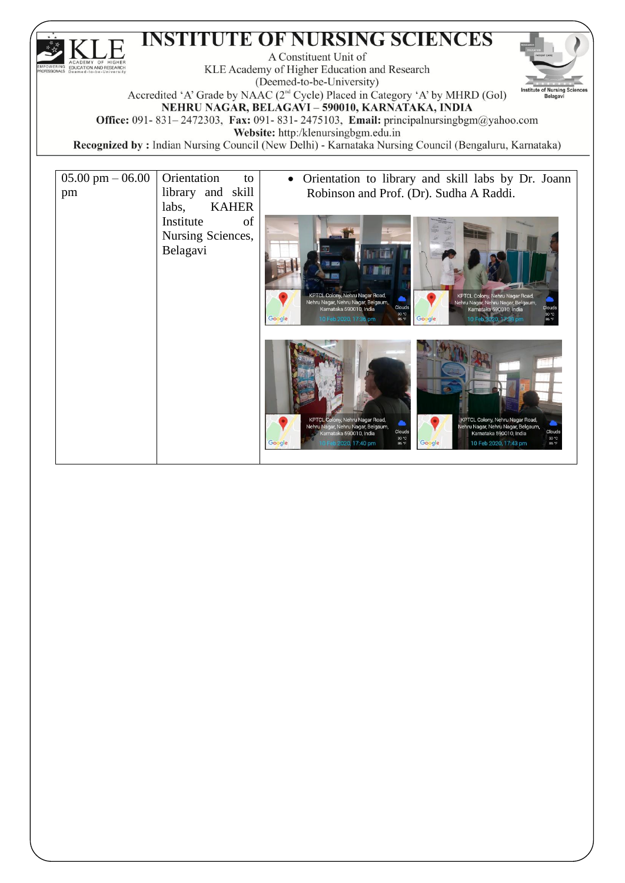# INSTITUTE OF NURSING SCIENCES

A Constituent Unit of
KLE Academy of Higher Education and Research
(Deemed-to-be-University)
Accredited 'A' Grade by NAAC (2nd Cycle) Placed in Category 'A' by MHRD (GoI)
**NEHRU NAGAR, BELAGAVI – 590010, KARNATAKA, INDIA**
**Office:** 091- 831– 2472303, **Fax:** 091- 831- 2475103, **Email:** principalnursingbgm@yahoo.com
**Website:** http:/klenursingbgm.edu.in
**Recognized by :** Indian Nursing Council (New Delhi) - Karnataka Nursing Council (Bengaluru, Karnataka)

| | | |
|---|---|---|
| 05.00 pm – 06.00 pm | Orientation to library and skill labs, KAHER Institute of Nursing Sciences, Belagavi | • Orientation to library and skill labs by Dr. Joann Robinson and Prof. (Dr). Sudha A Raddi. |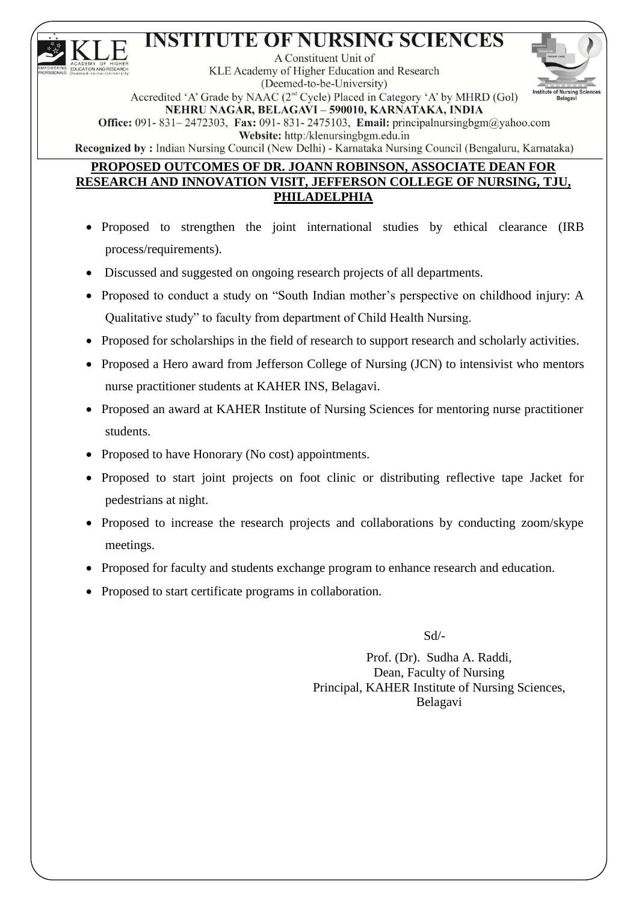# INSTITUTE OF NURSING SCIENCES

A Constituent Unit of
KLE Academy of Higher Education and Research
(Deemed-to-be-University)
Accredited 'A' Grade by NAAC (2nd Cycle) Placed in Category 'A' by MHRD (GoI)
**NEHRU NAGAR, BELAGAVI – 590010, KARNATAKA, INDIA**
**Office:** 091- 831– 2472303, **Fax:** 091- 831- 2475103, **Email:** principalnursingbgm@yahoo.com
**Website:** http:/klenursingbgm.edu.in
**Recognized by :** Indian Nursing Council (New Delhi) - Karnataka Nursing Council (Bengaluru, Karnataka)

## PROPOSED OUTCOMES OF DR. JOANN ROBINSON, ASSOCIATE DEAN FOR RESEARCH AND INNOVATION VISIT, JEFFERSON COLLEGE OF NURSING, TJU, PHILADELPHIA

- Proposed to strengthen the joint international studies by ethical clearance (IRB process/requirements).
- Discussed and suggested on ongoing research projects of all departments.
- Proposed to conduct a study on "South Indian mother's perspective on childhood injury: A Qualitative study" to faculty from department of Child Health Nursing.
- Proposed for scholarships in the field of research to support research and scholarly activities.
- Proposed a Hero award from Jefferson College of Nursing (JCN) to intensivist who mentors nurse practitioner students at KAHER INS, Belagavi.
- Proposed an award at KAHER Institute of Nursing Sciences for mentoring nurse practitioner students.
- Proposed to have Honorary (No cost) appointments.
- Proposed to start joint projects on foot clinic or distributing reflective tape Jacket for pedestrians at night.
- Proposed to increase the research projects and collaborations by conducting zoom/skype meetings.
- Proposed for faculty and students exchange program to enhance research and education.
- Proposed to start certificate programs in collaboration.

Sd/-

Prof. (Dr). Sudha A. Raddi,
Dean, Faculty of Nursing
Principal, KAHER Institute of Nursing Sciences,
Belagavi